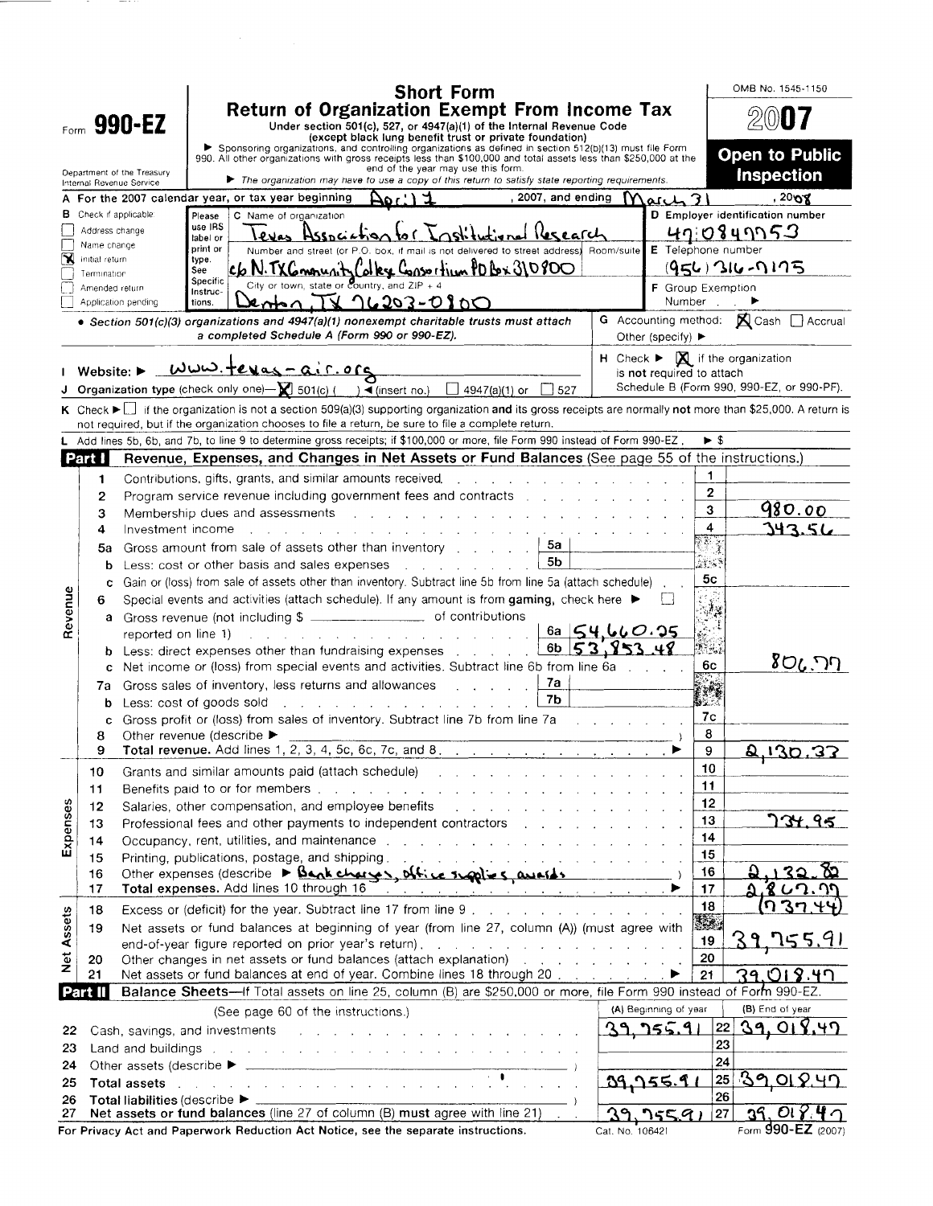# Form 990-EZ

## Short Form
## Return of Organization Exempt From Income Tax

Under section 501(c), 527, or 4947(a)(1) of the Internal Revenue Code (except black lung benefit trust or private foundation)

▶ Sponsoring organizations, and controlling organizations as defined in section 512(b)(13) must file Form 990. All other organizations with gross receipts less than $100,000 and total assets less than $250,000 at the end of the year may use this form.

▶ The organization may have to use a copy of this return to satisfy state reporting requirements.

Department of the Treasury
Internal Revenue Service

OMB No. 1545-1150

**2007**

**Open to Public Inspection**

A For the 2007 calendar year, or tax year beginning April 1, 2007, and ending March 31, 2008

B Check if applicable:
- [ ] Address change
- [ ] Name change
- [x] Initial return
- [ ] Termination
- [ ] Amended return
- [ ] Application pending

C Name of organization: Texas Association for Institutional Research

Number and street (or P.O. box, if mail is not delivered to street address) Room/suite: c/o N. TX Community College Consortium PO Box 310800

City or town, state or country, and ZIP + 4: Denton, TX 76203-0800

D Employer identification number: 47-0847753

E Telephone number: (956) 316-7175

F Group Exemption Number ▶

• Section 501(c)(3) organizations and 4947(a)(1) nonexempt charitable trusts must attach a completed Schedule A (Form 990 or 990-EZ).

G Accounting method: [x] Cash [ ] Accrual Other (specify) ▶

H Check ▶ [x] if the organization is **not** required to attach Schedule B (Form 990, 990-EZ, or 990-PF).

I Website: ▶ www.texas-air.org

J Organization type (check only one)— [x] 501(c) ( ) ◀ (insert no.) [ ] 4947(a)(1) or [ ] 527

K Check ▶ [ ] if the organization is not a section 509(a)(3) supporting organization **and** its gross receipts are normally **not** more than $25,000. A return is not required, but if the organization chooses to file a return, be sure to file a complete return.

L Add lines 5b, 6b, and 7b, to line 9 to determine gross receipts; if $100,000 or more, file Form 990 instead of Form 990-EZ. ▶ $

## Part I — Revenue, Expenses, and Changes in Net Assets or Fund Balances (See page 55 of the instructions.)

| Section | Line | Description | Sub-line | Sub-amount | Line | Amount |
|---|---|---|---|---|---|---|
| Revenue | 1 | Contributions, gifts, grants, and similar amounts received | | | 1 | |
| | 2 | Program service revenue including government fees and contracts | | | 2 | |
| | 3 | Membership dues and assessments | | | 3 | 980.00 |
| | 4 | Investment income | | | 4 | 343.56 |
| | 5a | Gross amount from sale of assets other than inventory | 5a | | | |
| | b | Less: cost or other basis and sales expenses | 5b | | | |
| | c | Gain or (loss) from sale of assets other than inventory. Subtract line 5b from line 5a (attach schedule) | | | 5c | |
| | 6 | Special events and activities (attach schedule). If any amount is from gaming, check here ▶ [ ] | | | | |
| | a | Gross revenue (not including $ ______ of contributions reported on line 1) | 6a | 54,660.25 | | |
| | b | Less: direct expenses other than fundraising expenses | 6b | 53,853.48 | | |
| | c | Net income or (loss) from special events and activities. Subtract line 6b from line 6a | | | 6c | 806.77 |
| | 7a | Gross sales of inventory, less returns and allowances | 7a | | | |
| | b | Less: cost of goods sold | 7b | | | |
| | c | Gross profit or (loss) from sales of inventory. Subtract line 7b from line 7a | | | 7c | |
| | 8 | Other revenue (describe ▶ ) | | | 8 | |
| | 9 | **Total revenue.** Add lines 1, 2, 3, 4, 5c, 6c, 7c, and 8 ▶ | | | 9 | 2,130.33 |
| Expenses | 10 | Grants and similar amounts paid (attach schedule) | | | 10 | |
| | 11 | Benefits paid to or for members | | | 11 | |
| | 12 | Salaries, other compensation, and employee benefits | | | 12 | |
| | 13 | Professional fees and other payments to independent contractors | | | 13 | 734.95 |
| | 14 | Occupancy, rent, utilities, and maintenance | | | 14 | |
| | 15 | Printing, publications, postage, and shipping | | | 15 | |
| | 16 | Other expenses (describe ▶ Bank charges, office supplies, awards) | | | 16 | 2,132.82 |
| | 17 | **Total expenses.** Add lines 10 through 16 ▶ | | | 17 | 2,867.77 |
| Net Assets | 18 | Excess or (deficit) for the year. Subtract line 17 from line 9 | | | 18 | (737.44) |
| | 19 | Net assets or fund balances at beginning of year (from line 27, column (A)) (must agree with end-of-year figure reported on prior year's return) | | | 19 | 39,755.91 |
| | 20 | Other changes in net assets or fund balances (attach explanation) | | | 20 | |
| | 21 | Net assets or fund balances at end of year. Combine lines 18 through 20 ▶ | | | 21 | 39,018.47 |

## Part II — Balance Sheets—If Total assets on line 25, column (B) are $250,000 or more, file Form 990 instead of Form 990-EZ.

(See page 60 of the instructions.)

| Line | Description | (A) Beginning of year | Line | (B) End of year |
|---|---|---|---|---|
| 22 | Cash, savings, and investments | 39,755.91 | 22 | 39,018.47 |
| 23 | Land and buildings | | 23 | |
| 24 | Other assets (describe ▶ ) | | 24 | |
| 25 | Total assets | 39,755.91 | 25 | 39,018.47 |
| 26 | Total liabilities (describe ▶ ) | | 26 | |
| 27 | **Net assets or fund balances** (line 27 of column (B) must agree with line 21) | 39,755.91 | 27 | 39,018.47 |

For Privacy Act and Paperwork Reduction Act Notice, see the separate instructions. Cat. No. 10642I Form 990-EZ (2007)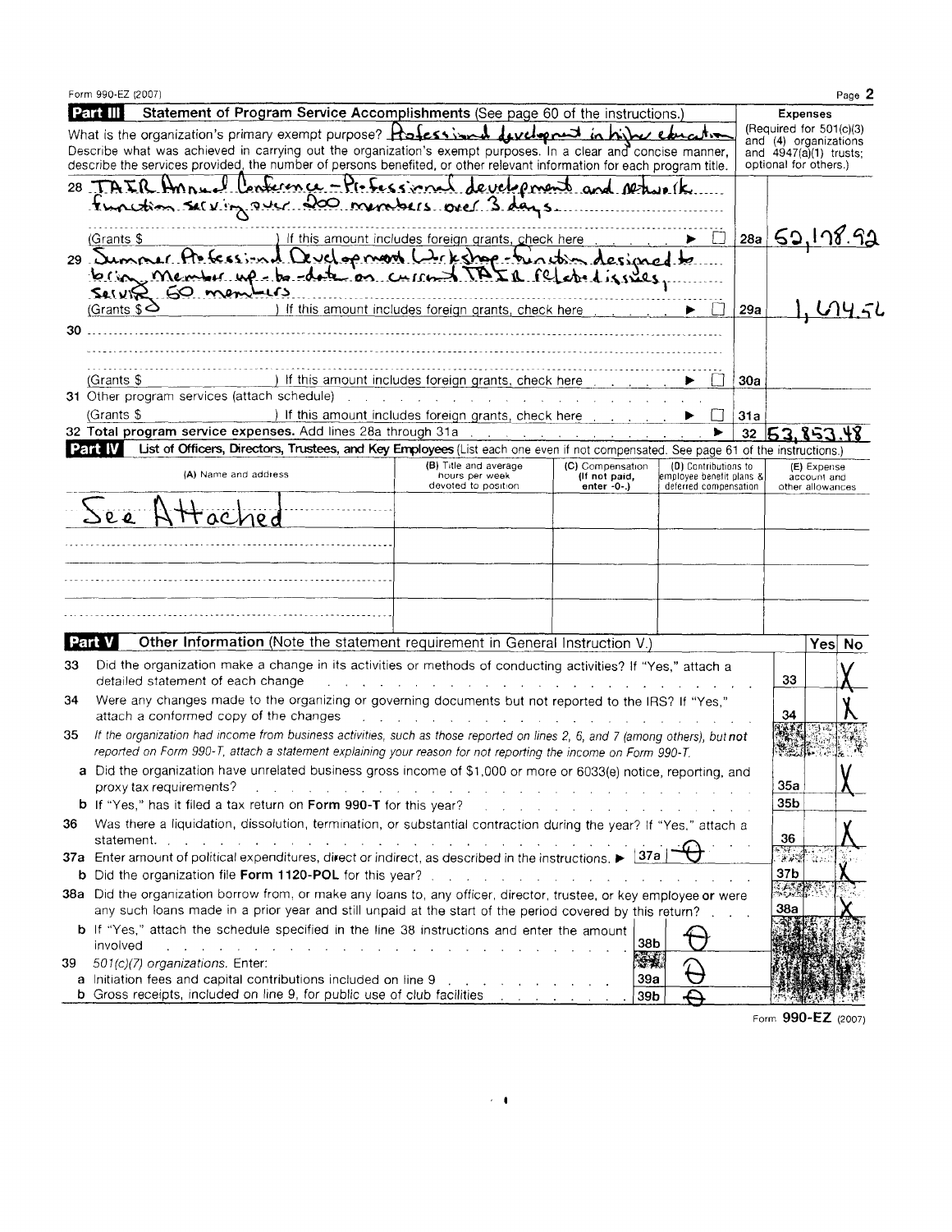Form 990-EZ (2007) Page 2

## Part III Statement of Program Service Accomplishments (See page 60 of the instructions.)

What is the organization's primary exempt purpose? Professional development in higher education

Describe what was achieved in carrying out the organization's exempt purposes. In a clear and concise manner, describe the services provided, the number of persons benefited, or other relevant information for each program title.

| | | | Expenses (Required for 501(c)(3) and (4) organizations and 4947(a)(1) trusts; optional for others.) |
|---|---|---|---|
| 28 | TAIR Annual Conference - Professional development and network function serving over 200 members over 3 days. (Grants $ ) If this amount includes foreign grants, check here ▶ ☐ | 28a | 52,198.92 |
| 29 | Summer Professional Development Workshop - function designed to bring Member up-to-date on current TAIR related issues, serving 60 members (Grants $ 0 ) If this amount includes foreign grants, check here ▶ ☐ | 29a | 1,654.56 |
| 30 | (Grants $ ) If this amount includes foreign grants, check here ▶ ☐ | 30a | |
| 31 | Other program services (attach schedule) (Grants $ ) If this amount includes foreign grants, check here ▶ ☐ | 31a | |
| 32 | **Total program service expenses.** Add lines 28a through 31a ▶ | 32 | 53,853.48 |

## Part IV List of Officers, Directors, Trustees, and Key Employees (List each one even if not compensated. See page 61 of the instructions.)

| (A) Name and address | (B) Title and average hours per week devoted to position | (C) Compensation (If not paid, enter -0-.) | (D) Contributions to employee benefit plans & deferred compensation | (E) Expense account and other allowances |
|---|---|---|---|---|
| See Attached | | | | |

## Part V Other Information (Note the statement requirement in General Instruction V.)

| | | | Yes | No |
|---|---|---|---|---|
| 33 | Did the organization make a change in its activities or methods of conducting activities? If "Yes," attach a detailed statement of each change | 33 | | X |
| 34 | Were any changes made to the organizing or governing documents but not reported to the IRS? If "Yes," attach a conformed copy of the changes | 34 | | X |
| 35 | *If the organization had income from business activities, such as those reported on lines 2, 6, and 7 (among others), but not reported on Form 990-T, attach a statement explaining your reason for not reporting the income on Form 990-T.* | | | |
| a | Did the organization have unrelated business gross income of $1,000 or more or 6033(e) notice, reporting, and proxy tax requirements? | 35a | | X |
| b | If "Yes," has it filed a tax return on **Form 990-T** for this year? | 35b | | |
| 36 | Was there a liquidation, dissolution, termination, or substantial contraction during the year? If "Yes," attach a statement. | 36 | | X |
| 37a | Enter amount of political expenditures, direct or indirect, as described in the instructions. ▶ 37a: 0 | | | |
| b | Did the organization file **Form 1120-POL** for this year? | 37b | | X |
| 38a | Did the organization borrow from, or make any loans to, any officer, director, trustee, or key employee **or** were any such loans made in a prior year and still unpaid at the start of the period covered by this return? | 38a | | X |
| b | If "Yes," attach the schedule specified in the line 38 instructions and enter the amount involved — 38b: 0 | | | |
| 39 | *501(c)(7) organizations.* Enter: | | | |
| a | Initiation fees and capital contributions included on line 9 — 39a: 0 | | | |
| b | Gross receipts, included on line 9, for public use of club facilities — 39b: 0 | | | |

Form **990-EZ** (2007)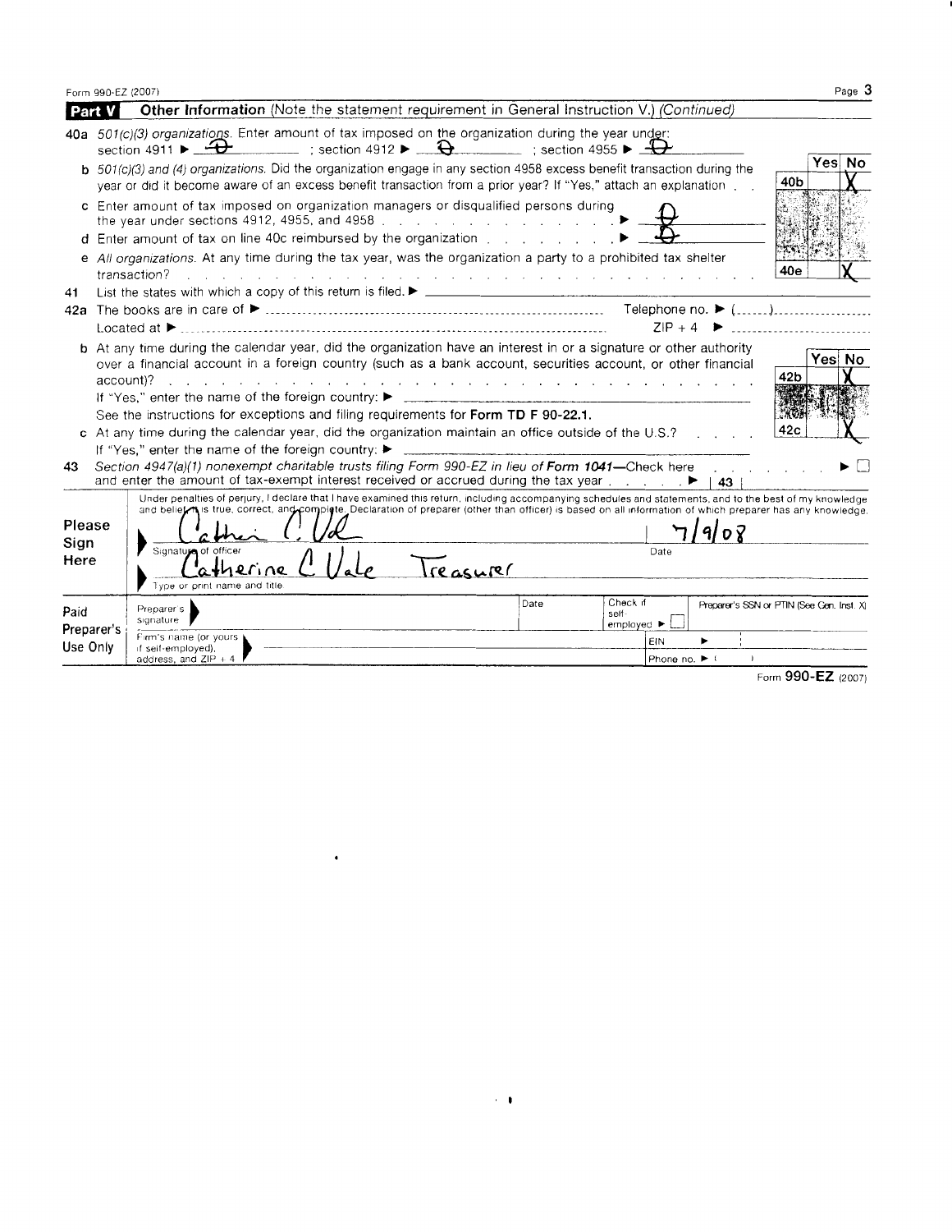Form 990-EZ (2007)

**Part V — Other Information** (Note the statement requirement in General Instruction V.) *(Continued)*

**40a** *501(c)(3) organizations.* Enter amount of tax imposed on the organization during the year under: section 4911 ▶ 0 ; section 4912 ▶ 0 ; section 4955 ▶ 0

| | | Yes | No |
|---|---|---|---|
| **b** *501(c)(3) and (4) organizations.* Did the organization engage in any section 4958 excess benefit transaction during the year or did it become aware of an excess benefit transaction from a prior year? If "Yes," attach an explanation | 40b | | X |

**c** Enter amount of tax imposed on organization managers or disqualified persons during the year under sections 4912, 4955, and 4958 ▶ 0

**d** Enter amount of tax on line 40c reimbursed by the organization ▶ 0

| | | Yes | No |
|---|---|---|---|
| **e** *All organizations.* At any time during the tax year, was the organization a party to a prohibited tax shelter transaction? | 40e | | X |

**41** List the states with which a copy of this return is filed. ▶

**42a** The books are in care of ▶ Telephone no. ▶ ( )
Located at ▶ ZIP + 4 ▶

| | | Yes | No |
|---|---|---|---|
| **b** At any time during the calendar year, did the organization have an interest in or a signature or other authority over a financial account in a foreign country (such as a bank account, securities account, or other financial account)? If "Yes," enter the name of the foreign country: ▶ See the instructions for exceptions and filing requirements for **Form TD F 90-22.1.** | 42b | | X |
| **c** At any time during the calendar year, did the organization maintain an office outside of the U.S.? If "Yes," enter the name of the foreign country: ▶ | 42c | | X |

**43** *Section 4947(a)(1) nonexempt charitable trusts filing Form 990-EZ in lieu of* **Form 1041**—Check here ▶ ☐
and enter the amount of tax-exempt interest received or accrued during the tax year ▶ | 43 |

**Please Sign Here**

Under penalties of perjury, I declare that I have examined this return, including accompanying schedules and statements, and to the best of my knowledge and belief, it is true, correct, and complete. Declaration of preparer (other than officer) is based on all information of which preparer has any knowledge.

▶ Cathe C. Vale — Signature of officer — Date: 7/9/08

▶ Catherine C Vale Treasurer — Type or print name and title

**Paid Preparer's Use Only**

| Preparer's signature ▶ | Date | Check if self-employed ▶ ☐ | Preparer's SSN or PTIN (See Gen. Inst. X) |
|---|---|---|---|
| Firm's name (or yours if self-employed), address, and ZIP + 4 ▶ | | EIN ▶ | |
| | | Phone no. ▶ ( ) | |

Form **990-EZ** (2007)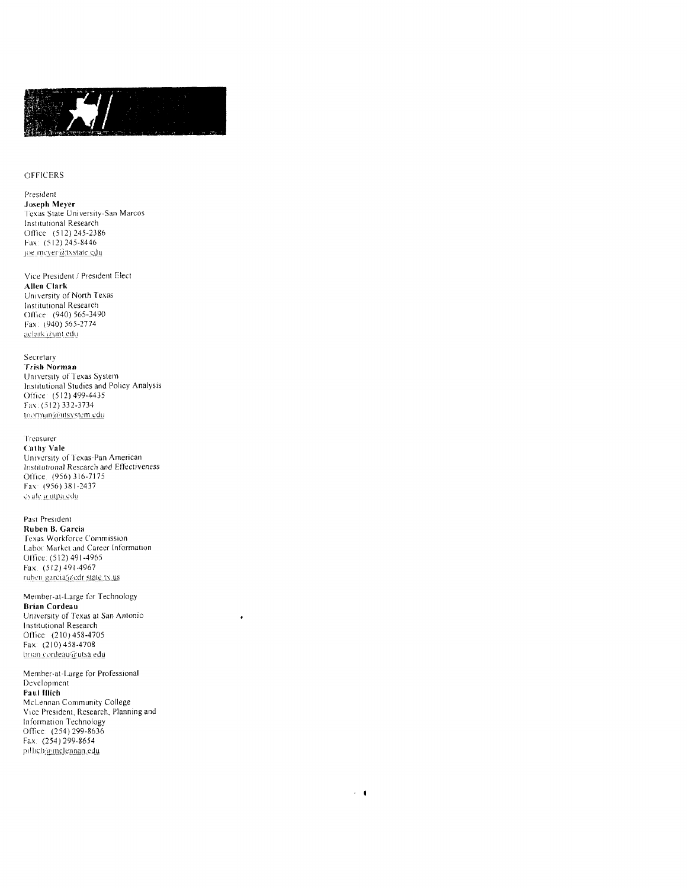## OFFICERS

President
**Joseph Meyer**
Texas State University-San Marcos
Institutional Research
Office (512) 245-2386
Fax (512) 245-8446
joe.meyer@txstate.edu

Vice President / President Elect
**Allen Clark**
University of North Texas
Institutional Research
Office (940) 565-3490
Fax: (940) 565-2774
aclark@unt.edu

Secretary
**Trish Norman**
University of Texas System
Institutional Studies and Policy Analysis
Office (512) 499-4435
Fax: (512) 332-3734
tnorman@utsystem.edu

Treasurer
**Cathy Vale**
University of Texas-Pan American
Institutional Research and Effectiveness
Office (956) 316-7175
Fax (956) 381-2437
cvale@utpa.edu

Past President
**Ruben B. Garcia**
Texas Workforce Commission
Labor Market and Career Information
Office: (512) 491-4965
Fax (512) 491-4967
ruben.garcia@cdr.state.tx.us

Member-at-Large for Technology
**Brian Cordeau**
University of Texas at San Antonio
Institutional Research
Office (210) 458-4705
Fax (210) 458-4708
brian.cordeau@utsa.edu

Member-at-Large for Professional Development
**Paul Illich**
McLennan Community College
Vice President, Research, Planning and Information Technology
Office (254) 299-8636
Fax: (254) 299-8654
pillich@mclennan.edu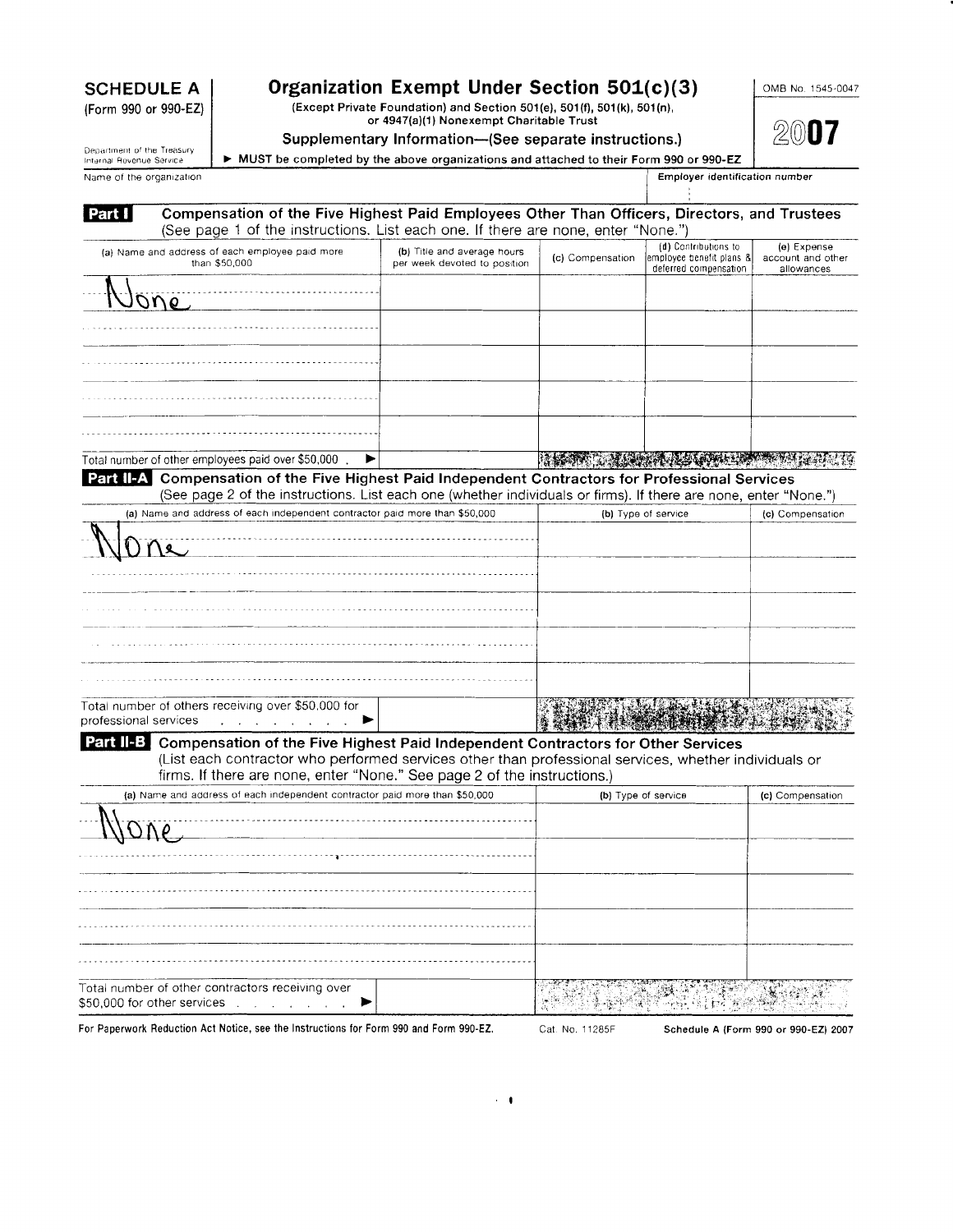# SCHEDULE A (Form 990 or 990-EZ)

## Organization Exempt Under Section 501(c)(3)

(Except Private Foundation) and Section 501(e), 501(f), 501(k), 501(n), or 4947(a)(1) Nonexempt Charitable Trust

**Supplementary Information—(See separate instructions.)**

▶ MUST be completed by the above organizations and attached to their Form 990 or 990-EZ

OMB No. 1545-0047

**2007**

Department of the Treasury
Internal Revenue Service

Name of the organization

**Employer identification number**

### Part I — Compensation of the Five Highest Paid Employees Other Than Officers, Directors, and Trustees

(See page 1 of the instructions. List each one. If there are none, enter "None.")

| (a) Name and address of each employee paid more than $50,000 | (b) Title and average hours per week devoted to position | (c) Compensation | (d) Contributions to employee benefit plans & deferred compensation | (e) Expense account and other allowances |
|---|---|---|---|---|
| None | | | | |
| | | | | |
| | | | | |
| | | | | |
| | | | | |
| Total number of other employees paid over $50,000 ▶ | | | | |

### Part II-A — Compensation of the Five Highest Paid Independent Contractors for Professional Services

(See page 2 of the instructions. List each one (whether individuals or firms). If there are none, enter "None.")

| (a) Name and address of each independent contractor paid more than $50,000 | (b) Type of service | (c) Compensation |
|---|---|---|
| None | | |
| | | |
| | | |
| | | |
| | | |
| Total number of others receiving over $50,000 for professional services ▶ | | |

### Part II-B — Compensation of the Five Highest Paid Independent Contractors for Other Services

(List each contractor who performed services other than professional services, whether individuals or firms. If there are none, enter "None." See page 2 of the instructions.)

| (a) Name and address of each independent contractor paid more than $50,000 | (b) Type of service | (c) Compensation |
|---|---|---|
| None | | |
| | | |
| | | |
| | | |
| | | |
| Total number of other contractors receiving over $50,000 for other services ▶ | | |

For Paperwork Reduction Act Notice, see the Instructions for Form 990 and Form 990-EZ. Cat. No. 11285F Schedule A (Form 990 or 990-EZ) 2007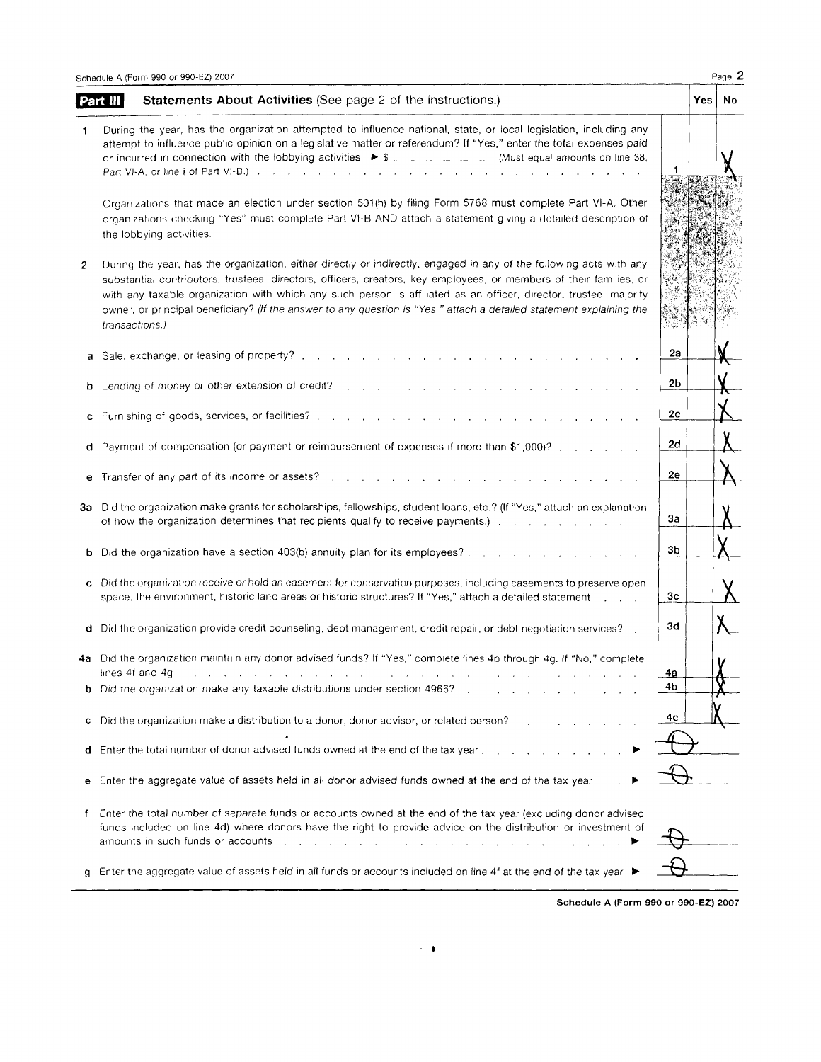Schedule A (Form 990 or 990-EZ) 2007

## Part III Statements About Activities (See page 2 of the instructions.)

| | | | Yes | No |
|---|---|---|---|---|
| 1 | During the year, has the organization attempted to influence national, state, or local legislation, including any attempt to influence public opinion on a legislative matter or referendum? If "Yes," enter the total expenses paid or incurred in connection with the lobbying activities ▶ $ ________ (Must equal amounts on line 38, Part VI-A, or line i of Part VI-B.) | 1 | | X |
| | Organizations that made an election under section 501(h) by filing Form 5768 must complete Part VI-A. Other organizations checking "Yes" must complete Part VI-B AND attach a statement giving a detailed description of the lobbying activities. | | | |
| 2 | During the year, has the organization, either directly or indirectly, engaged in any of the following acts with any substantial contributors, trustees, directors, officers, creators, key employees, or members of their families, or with any taxable organization with which any such person is affiliated as an officer, director, trustee, majority owner, or principal beneficiary? *(If the answer to any question is "Yes," attach a detailed statement explaining the transactions.)* | | | |
| a | Sale, exchange, or leasing of property? | 2a | | X |
| b | Lending of money or other extension of credit? | 2b | | X |
| c | Furnishing of goods, services, or facilities? | 2c | | X |
| d | Payment of compensation (or payment or reimbursement of expenses if more than $1,000)? | 2d | | X |
| e | Transfer of any part of its income or assets? | 2e | | X |
| 3a | Did the organization make grants for scholarships, fellowships, student loans, etc.? (If "Yes," attach an explanation of how the organization determines that recipients qualify to receive payments.) | 3a | | X |
| b | Did the organization have a section 403(b) annuity plan for its employees? | 3b | | X |
| c | Did the organization receive or hold an easement for conservation purposes, including easements to preserve open space, the environment, historic land areas or historic structures? If "Yes," attach a detailed statement | 3c | | X |
| d | Did the organization provide credit counseling, debt management, credit repair, or debt negotiation services? | 3d | | X |
| 4a | Did the organization maintain any donor advised funds? If "Yes," complete lines 4b through 4g. If "No," complete lines 4f and 4g | 4a | | X |
| b | Did the organization make any taxable distributions under section 4966? | 4b | | X |
| c | Did the organization make a distribution to a donor, donor advisor, or related person? | 4c | | X |
| d | Enter the total number of donor advised funds owned at the end of the tax year ▶ | 0 | | |
| e | Enter the aggregate value of assets held in all donor advised funds owned at the end of the tax year ▶ | 0 | | |
| f | Enter the total number of separate funds or accounts owned at the end of the tax year (excluding donor advised funds included on line 4d) where donors have the right to provide advice on the distribution or investment of amounts in such funds or accounts ▶ | 0 | | |
| g | Enter the aggregate value of assets held in all funds or accounts included on line 4f at the end of the tax year ▶ | 0 | | |

Schedule A (Form 990 or 990-EZ) 2007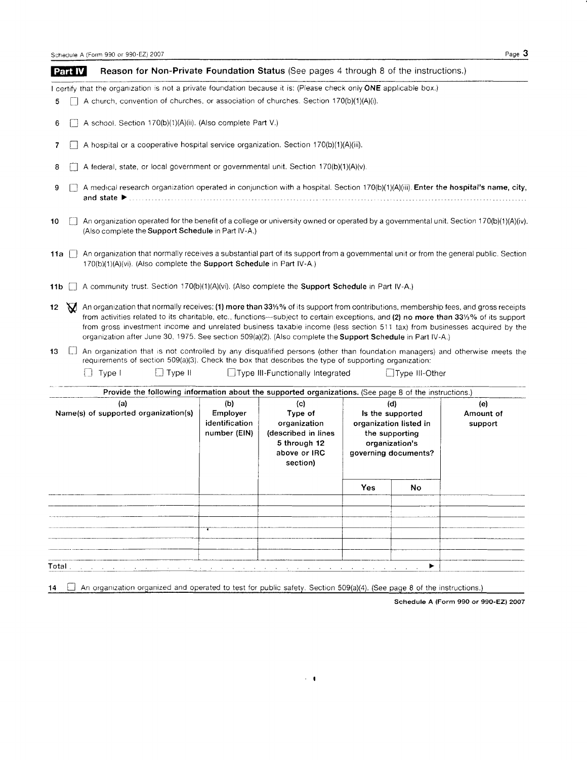## Part IV — Reason for Non-Private Foundation Status (See pages 4 through 8 of the instructions.)

I certify that the organization is not a private foundation because it is: (Please check only **ONE** applicable box.)

5 ☐ A church, convention of churches, or association of churches. Section 170(b)(1)(A)(i).

6 ☐ A school. Section 170(b)(1)(A)(ii). (Also complete Part V.)

7 ☐ A hospital or a cooperative hospital service organization. Section 170(b)(1)(A)(iii).

8 ☐ A federal, state, or local government or governmental unit. Section 170(b)(1)(A)(v).

9 ☐ A medical research organization operated in conjunction with a hospital. Section 170(b)(1)(A)(iii). **Enter the hospital's name, city, and state ▶** ..........

10 ☐ An organization operated for the benefit of a college or university owned or operated by a governmental unit. Section 170(b)(1)(A)(iv). (Also complete the **Support Schedule** in Part IV-A.)

11a ☐ An organization that normally receives a substantial part of its support from a governmental unit or from the general public. Section 170(b)(1)(A)(vi). (Also complete the **Support Schedule** in Part IV-A.)

11b ☐ A community trust. Section 170(b)(1)(A)(vi). (Also complete the **Support Schedule** in Part IV-A.)

12 ☒ An organization that normally receives: **(1) more than 33⅓%** of its support from contributions, membership fees, and gross receipts from activities related to its charitable, etc., functions—subject to certain exceptions, and **(2) no more than 33⅓%** of its support from gross investment income and unrelated business taxable income (less section 511 tax) from businesses acquired by the organization after June 30, 1975. See section 509(a)(2). (Also complete the **Support Schedule** in Part IV-A.)

13 ☐ An organization that is not controlled by any disqualified persons (other than foundation managers) and otherwise meets the requirements of section 509(a)(3). Check the box that describes the type of supporting organization:

☐ Type I ☐ Type II ☐ Type III-Functionally Integrated ☐ Type III-Other

**Provide the following information about the supported organizations.** (See page 8 of the instructions.)

| (a) Name(s) of supported organization(s) | (b) Employer identification number (EIN) | (c) Type of organization (described in lines 5 through 12 above or IRC section) | (d) Is the supported organization listed in the supporting organization's governing documents? | | (e) Amount of support |
|---|---|---|---|---|---|
| | | | Yes | No | |
| | | | | | |
| | | | | | |
| | | | | | |
| | | | | | |
| Total ▶ | | | | | |

14 ☐ An organization organized and operated to test for public safety. Section 509(a)(4). (See page 8 of the instructions.)

**Schedule A (Form 990 or 990-EZ) 2007**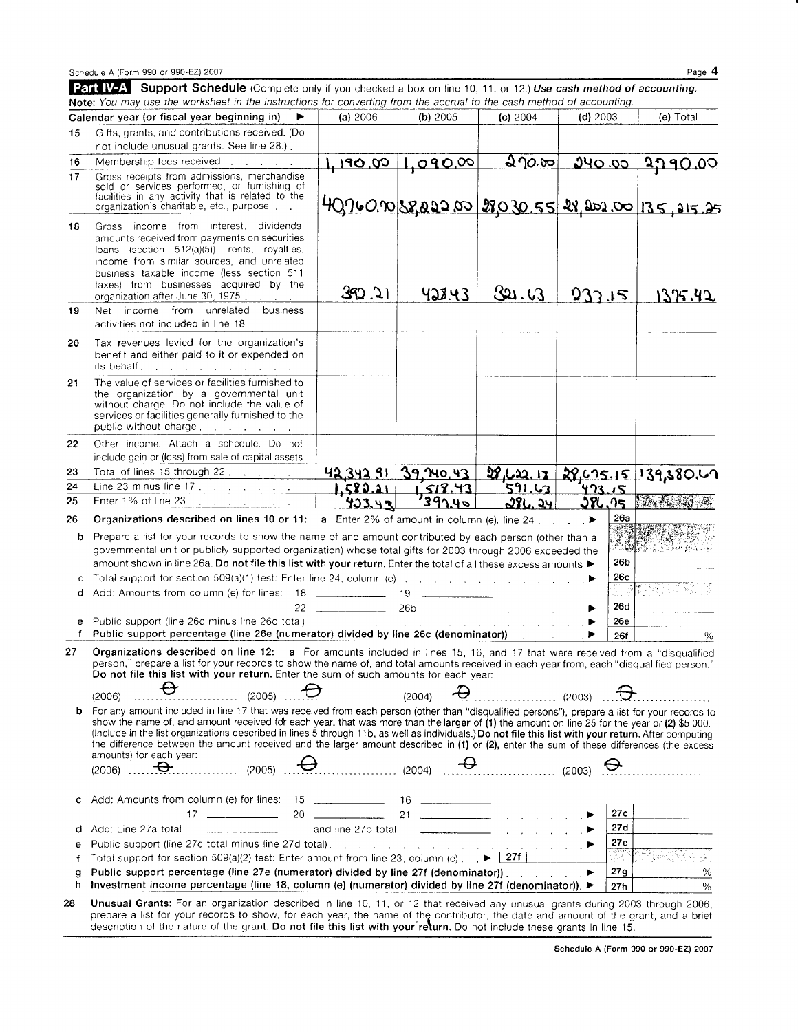## Part IV-A Support Schedule (Complete only if you checked a box on line 10, 11, or 12.) *Use cash method of accounting.*

*Note: You may use the worksheet in the instructions for converting from the accrual to the cash method of accounting.*

| | Calendar year (or fiscal year beginning in) ▶ | (a) 2006 | (b) 2005 | (c) 2004 | (d) 2003 | (e) Total |
|---|---|---|---|---|---|---|
| 15 | Gifts, grants, and contributions received. (Do not include unusual grants. See line 28.) | | | | | |
| 16 | Membership fees received | 1,190.00 | 1,090.00 | 270.00 | 240.00 | 2,790.00 |
| 17 | Gross receipts from admissions, merchandise sold or services performed, or furnishing of facilities in any activity that is related to the organization's charitable, etc., purpose | 40,760.70 | 38,222.00 | 28,030.55 | 28,202.00 | 135,215.25 |
| 18 | Gross income from interest, dividends, amounts received from payments on securities loans (section 512(a)(5)), rents, royalties, income from similar sources, and unrelated business taxable income (less section 511 taxes) from businesses acquired by the organization after June 30, 1975 | 392.21 | 428.43 | 321.63 | 233.15 | 1375.42 |
| 19 | Net income from unrelated business activities not included in line 18 | | | | | |
| 20 | Tax revenues levied for the organization's benefit and either paid to it or expended on its behalf | | | | | |
| 21 | The value of services or facilities furnished to the organization by a governmental unit without charge. Do not include the value of services or facilities generally furnished to the public without charge | | | | | |
| 22 | Other income. Attach a schedule. Do not include gain or (loss) from sale of capital assets | | | | | |
| 23 | Total of lines 15 through 22 | 42,342.91 | 39,740.43 | 28,622.18 | 28,675.15 | 139,380.67 |
| 24 | Line 23 minus line 17 | 1,582.21 | 1,518.43 | 591.63 | 473.15 | |
| 25 | Enter 1% of line 23 | 423.43 | 397.40 | 286.24 | 286.75 | |

**26 Organizations described on lines 10 or 11:** **a** Enter 2% of amount in column (e), line 24 ▶ **26a**

**b** Prepare a list for your records to show the name of and amount contributed by each person (other than a governmental unit or publicly supported organization) whose total gifts for 2003 through 2006 exceeded the amount shown in line 26a. **Do not file this list with your return.** Enter the total of all these excess amounts ▶ **26b**

**c** Total support for section 509(a)(1) test: Enter line 24, column (e) ▶ **26c**

**d** Add: Amounts from column (e) for lines: 18 ______ 19 ______ 22 ______ 26b ______ ▶ **26d**

**e** Public support (line 26c minus line 26d total) ▶ **26e**

**f** **Public support percentage (line 26e (numerator) divided by line 26c (denominator))** ▶ **26f** %

**27 Organizations described on line 12:** **a** For amounts included in lines 15, 16, and 17 that were received from a "disqualified person," prepare a list for your records to show the name of, and total amounts received in each year from, each "disqualified person." **Do not file this list with your return.** Enter the sum of such amounts for each year:

(2006) -0- (2005) -0- (2004) -0- (2003) -0-

**b** For any amount included in line 17 that was received from each person (other than "disqualified persons"), prepare a list for your records to show the name of, and amount received for each year, that was more than the **larger** of **(1)** the amount on line 25 for the year or **(2)** $5,000. (Include in the list organizations described in lines 5 through 11b, as well as individuals.) **Do not file this list with your return.** After computing the difference between the amount received and the larger amount described in (1) or (2), enter the sum of these differences (the excess amounts) for each year:

(2006) -0- (2005) -0- (2004) -0- (2003) -0-

**c** Add: Amounts from column (e) for lines: 15 ______ 16 ______ 17 ______ 20 ______ 21 ______ ▶ **27c**

**d** Add: Line 27a total ______ and line 27b total ______ ▶ **27d**

**e** Public support (line 27c total minus line 27d total) ▶ **27e**

**f** Total support for section 509(a)(2) test: Enter amount from line 23, column (e) ▶ **27f**

**g** **Public support percentage (line 27e (numerator) divided by line 27f (denominator))** ▶ **27g** %

**h** **Investment income percentage (line 18, column (e) (numerator) divided by line 27f (denominator)).** ▶ **27h** %

**28 Unusual Grants:** For an organization described in line 10, 11, or 12 that received any unusual grants during 2003 through 2006, prepare a list for your records to show, for each year, the name of the contributor, the date and amount of the grant, and a brief description of the nature of the grant. **Do not file this list with your return.** Do not include these grants in line 15.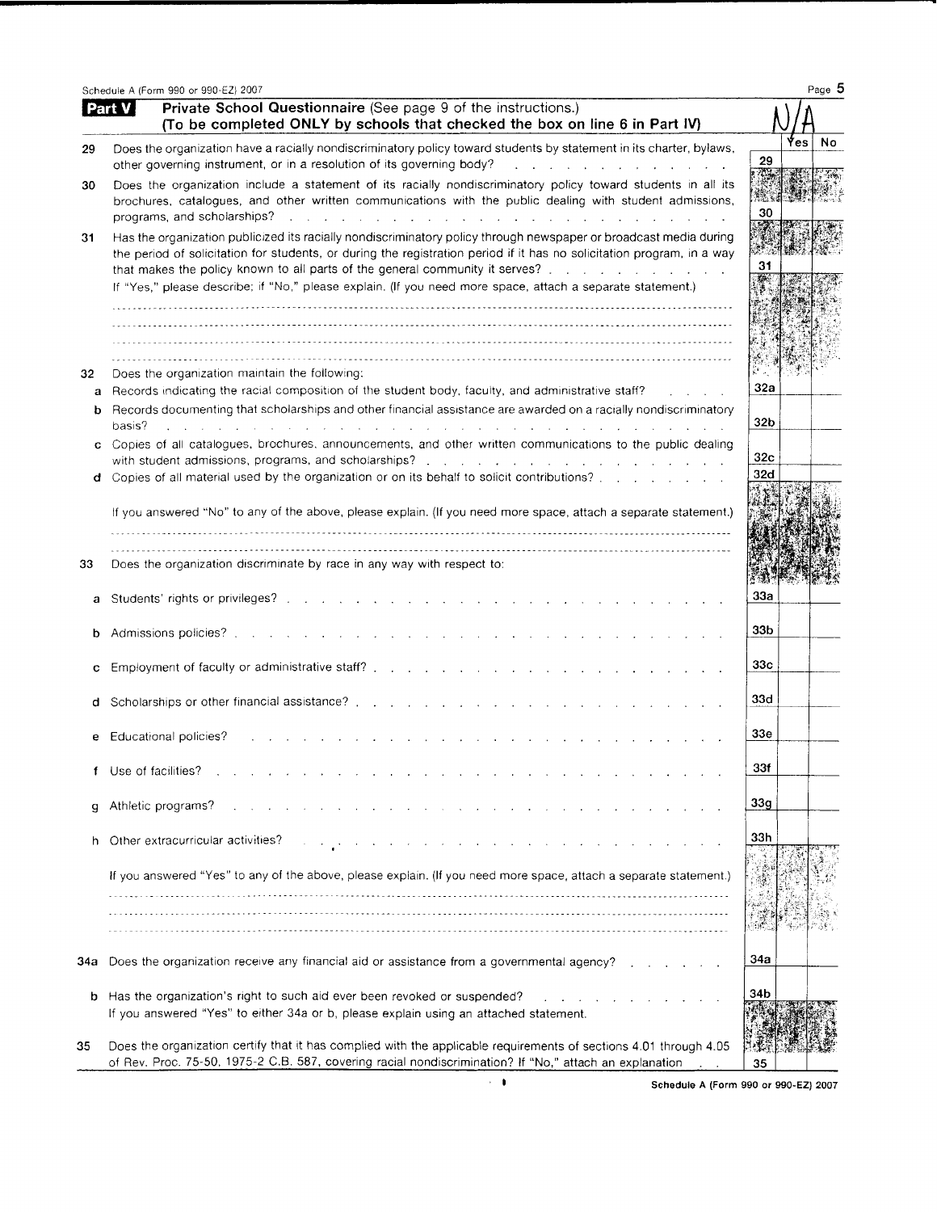Schedule A (Form 990 or 990-EZ) 2007

## Part V — Private School Questionnaire (See page 9 of the instructions.)

**(To be completed ONLY by schools that checked the box on line 6 in Part IV)**

N/A

| | | | Yes | No |
|---|---|---|---|---|
| 29 | Does the organization have a racially nondiscriminatory policy toward students by statement in its charter, bylaws, other governing instrument, or in a resolution of its governing body? | 29 | | |
| 30 | Does the organization include a statement of its racially nondiscriminatory policy toward students in all its brochures, catalogues, and other written communications with the public dealing with student admissions, programs, and scholarships? | 30 | | |
| 31 | Has the organization publicized its racially nondiscriminatory policy through newspaper or broadcast media during the period of solicitation for students, or during the registration period if it has no solicitation program, in a way that makes the policy known to all parts of the general community it serves? | 31 | | |
| | If "Yes," please describe; if "No," please explain. (If you need more space, attach a separate statement.) | | | |
| 32 | Does the organization maintain the following: | | | |
| a | Records indicating the racial composition of the student body, faculty, and administrative staff? | 32a | | |
| b | Records documenting that scholarships and other financial assistance are awarded on a racially nondiscriminatory basis? | 32b | | |
| c | Copies of all catalogues, brochures, announcements, and other written communications to the public dealing with student admissions, programs, and scholarships? | 32c | | |
| d | Copies of all material used by the organization or on its behalf to solicit contributions? | 32d | | |
| | If you answered "No" to any of the above, please explain. (If you need more space, attach a separate statement.) | | | |
| 33 | Does the organization discriminate by race in any way with respect to: | | | |
| a | Students' rights or privileges? | 33a | | |
| b | Admissions policies? | 33b | | |
| c | Employment of faculty or administrative staff? | 33c | | |
| d | Scholarships or other financial assistance? | 33d | | |
| e | Educational policies? | 33e | | |
| f | Use of facilities? | 33f | | |
| g | Athletic programs? | 33g | | |
| h | Other extracurricular activities? | 33h | | |
| | If you answered "Yes" to any of the above, please explain. (If you need more space, attach a separate statement.) | | | |
| 34a | Does the organization receive any financial aid or assistance from a governmental agency? | 34a | | |
| b | Has the organization's right to such aid ever been revoked or suspended? If you answered "Yes" to either 34a or b, please explain using an attached statement. | 34b | | |
| 35 | Does the organization certify that it has complied with the applicable requirements of sections 4.01 through 4.05 of Rev. Proc. 75-50, 1975-2 C.B. 587, covering racial nondiscrimination? If "No," attach an explanation | 35 | | |

Schedule A (Form 990 or 990-EZ) 2007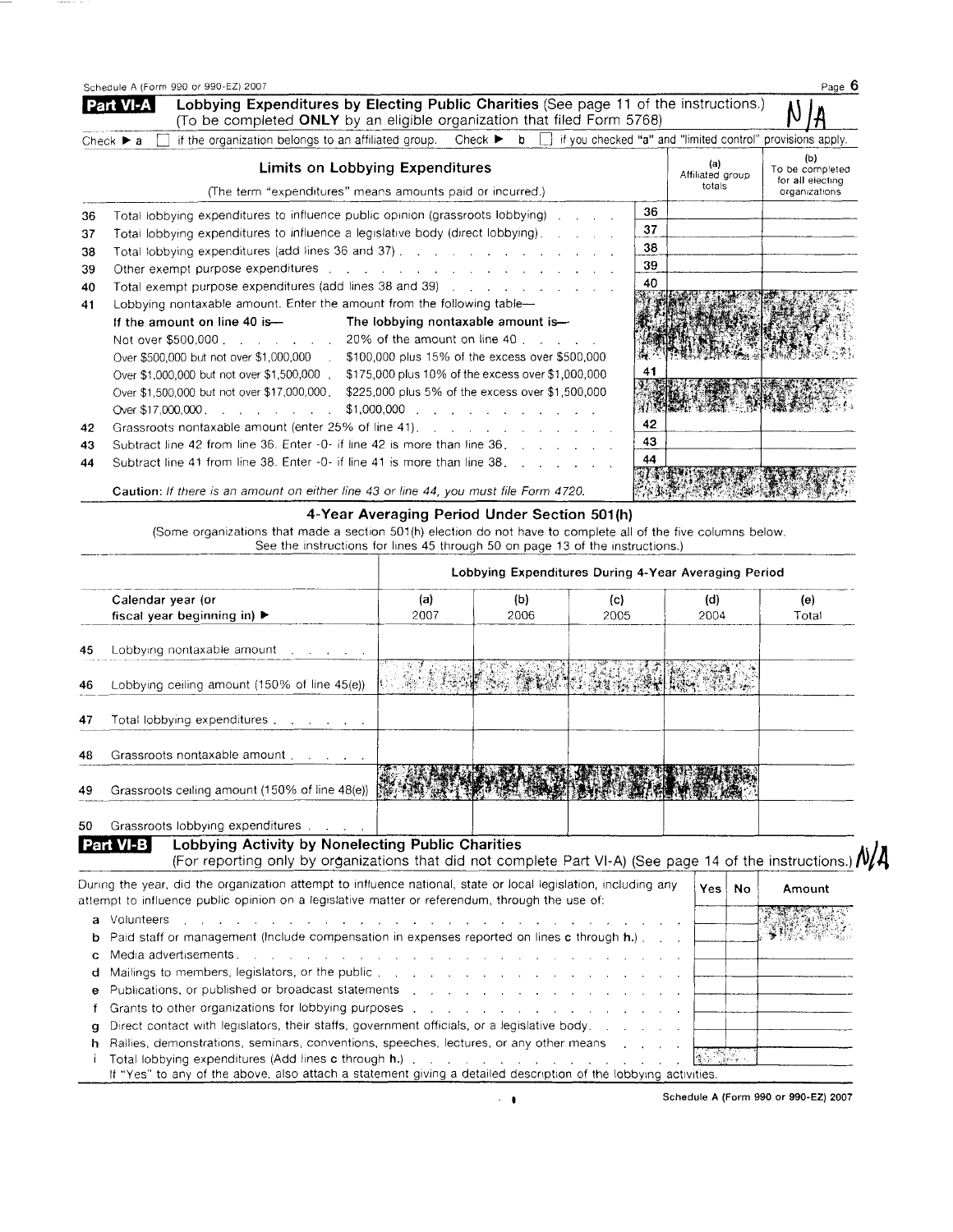Schedule A (Form 990 or 990-EZ) 2007

## Part VI-A Lobbying Expenditures by Electing Public Charities (See page 11 of the instructions.)
(To be completed **ONLY** by an eligible organization that filed Form 5768) **N/A**

Check ▶ a ☐ if the organization belongs to an affiliated group. Check ▶ b ☐ if you checked "a" and "limited control" provisions apply.

| | **Limits on Lobbying Expenditures** (The term "expenditures" means amounts paid or incurred.) | | (a) Affiliated group totals | (b) To be completed for all electing organizations |
|---|---|---|---|---|
| 36 | Total lobbying expenditures to influence public opinion (grassroots lobbying) | 36 | | |
| 37 | Total lobbying expenditures to influence a legislative body (direct lobbying) | 37 | | |
| 38 | Total lobbying expenditures (add lines 36 and 37) | 38 | | |
| 39 | Other exempt purpose expenditures | 39 | | |
| 40 | Total exempt purpose expenditures (add lines 38 and 39) | 40 | | |
| 41 | Lobbying nontaxable amount. Enter the amount from the following table—<br>**If the amount on line 40 is— The lobbying nontaxable amount is—**<br>Not over $500,000 — 20% of the amount on line 40<br>Over $500,000 but not over $1,000,000 — $100,000 plus 15% of the excess over $500,000<br>Over $1,000,000 but not over $1,500,000 — $175,000 plus 10% of the excess over $1,000,000<br>Over $1,500,000 but not over $17,000,000 — $225,000 plus 5% of the excess over $1,500,000<br>Over $17,000,000 — $1,000,000 | 41 | | |
| 42 | Grassroots nontaxable amount (enter 25% of line 41) | 42 | | |
| 43 | Subtract line 42 from line 36. Enter -0- if line 42 is more than line 36 | 43 | | |
| 44 | Subtract line 41 from line 38. Enter -0- if line 41 is more than line 38 | 44 | | |

**Caution:** *If there is an amount on either line 43 or line 44, you must file Form 4720.*

### 4-Year Averaging Period Under Section 501(h)

(Some organizations that made a section 501(h) election do not have to complete all of the five columns below. See the instructions for lines 45 through 50 on page 13 of the instructions.)

| | | Lobbying Expenditures During 4-Year Averaging Period | | | | |
|---|---|---|---|---|---|---|
| | Calendar year (or fiscal year beginning in) ▶ | (a) 2007 | (b) 2006 | (c) 2005 | (d) 2004 | (e) Total |
| 45 | Lobbying nontaxable amount | | | | | |
| 46 | Lobbying ceiling amount (150% of line 45(e)) | | | | | |
| 47 | Total lobbying expenditures | | | | | |
| 48 | Grassroots nontaxable amount | | | | | |
| 49 | Grassroots ceiling amount (150% of line 48(e)) | | | | | |
| 50 | Grassroots lobbying expenditures | | | | | |

## Part VI-B Lobbying Activity by Nonelecting Public Charities
(For reporting only by organizations that did not complete Part VI-A) (See page 14 of the instructions.) **N/A**

| | During the year, did the organization attempt to influence national, state or local legislation, including any attempt to influence public opinion on a legislative matter or referendum, through the use of: | Yes | No | Amount |
|---|---|---|---|---|
| a | Volunteers | | | |
| b | Paid staff or management (Include compensation in expenses reported on lines **c** through **h.**) | | | |
| c | Media advertisements | | | |
| d | Mailings to members, legislators, or the public | | | |
| e | Publications, or published or broadcast statements | | | |
| f | Grants to other organizations for lobbying purposes | | | |
| g | Direct contact with legislators, their staffs, government officials, or a legislative body | | | |
| h | Rallies, demonstrations, seminars, conventions, speeches, lectures, or any other means | | | |
| i | Total lobbying expenditures (Add lines **c** through **h.**) | | | |

If "Yes" to any of the above, also attach a statement giving a detailed description of the lobbying activities.

Schedule A (Form 990 or 990-EZ) 2007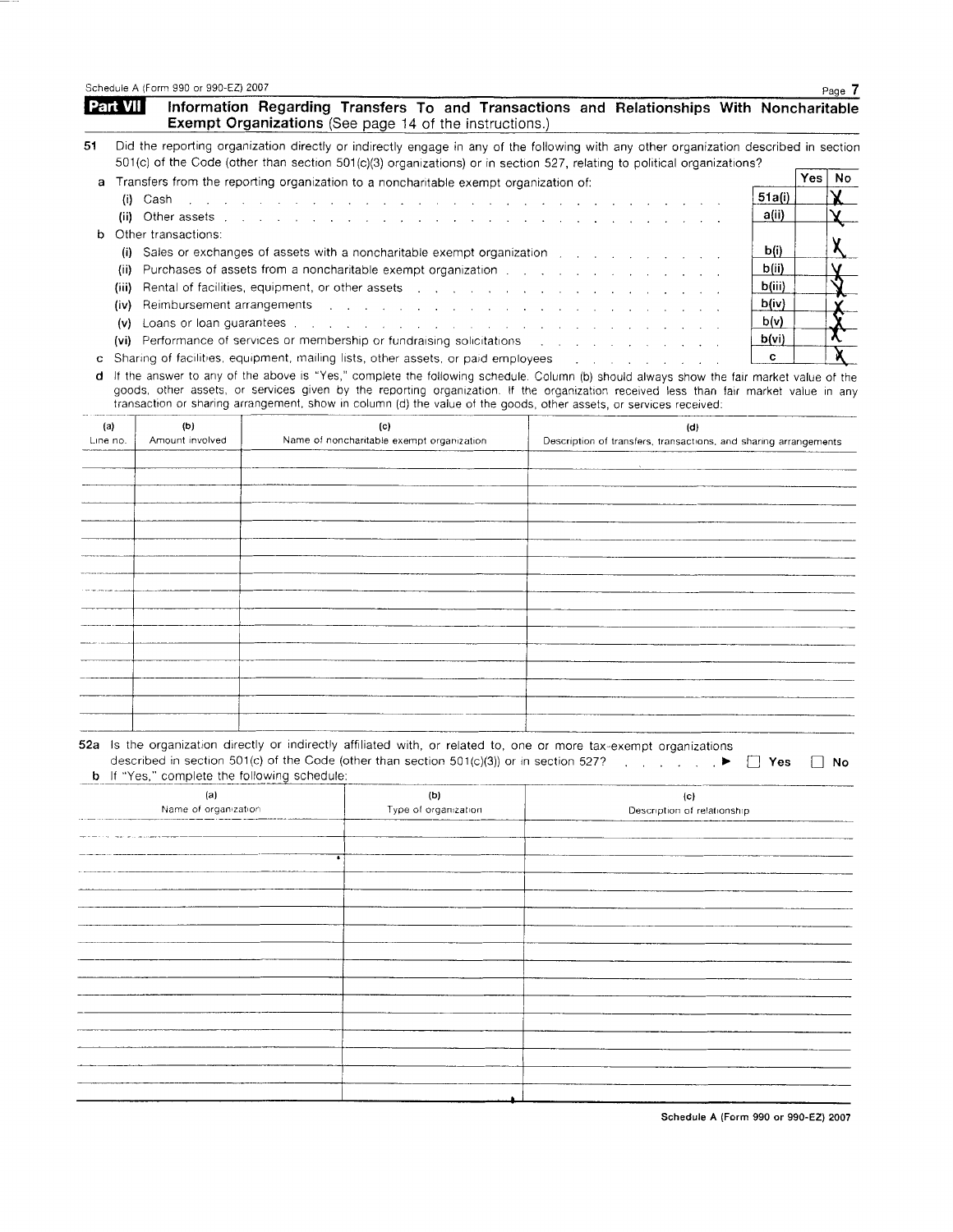## Part VII Information Regarding Transfers To and Transactions and Relationships With Noncharitable Exempt Organizations (See page 14 of the instructions.)

**51** Did the reporting organization directly or indirectly engage in any of the following with any other organization described in section 501(c) of the Code (other than section 501(c)(3) organizations) or in section 527, relating to political organizations?

| | | | Yes | No |
|---|---|---|---|---|
| **a** | Transfers from the reporting organization to a noncharitable exempt organization of: | | | |
| | (i) Cash | 51a(i) | | X |
| | (ii) Other assets | a(ii) | | X |
| **b** | Other transactions: | | | |
| | (i) Sales or exchanges of assets with a noncharitable exempt organization | b(i) | | X |
| | (ii) Purchases of assets from a noncharitable exempt organization | b(ii) | | X |
| | (iii) Rental of facilities, equipment, or other assets | b(iii) | | X |
| | (iv) Reimbursement arrangements | b(iv) | | X |
| | (v) Loans or loan guarantees | b(v) | | X |
| | (vi) Performance of services or membership or fundraising solicitations | b(vi) | | X |
| **c** | Sharing of facilities, equipment, mailing lists, other assets, or paid employees | c | | X |

**d** If the answer to any of the above is "Yes," complete the following schedule. Column (b) should always show the fair market value of the goods, other assets, or services given by the reporting organization. If the organization received less than fair market value in any transaction or sharing arrangement, show in column (d) the value of the goods, other assets, or services received:

| (a) Line no. | (b) Amount involved | (c) Name of noncharitable exempt organization | (d) Description of transfers, transactions, and sharing arrangements |
|---|---|---|---|
| | | | |

**52a** Is the organization directly or indirectly affiliated with, or related to, one or more tax-exempt organizations described in section 501(c) of the Code (other than section 501(c)(3)) or in section 527? ▶ ☐ Yes ☐ No

**b** If "Yes," complete the following schedule:

| (a) Name of organization | (b) Type of organization | (c) Description of relationship |
|---|---|---|
| | | |

Schedule A (Form 990 or 990-EZ) 2007